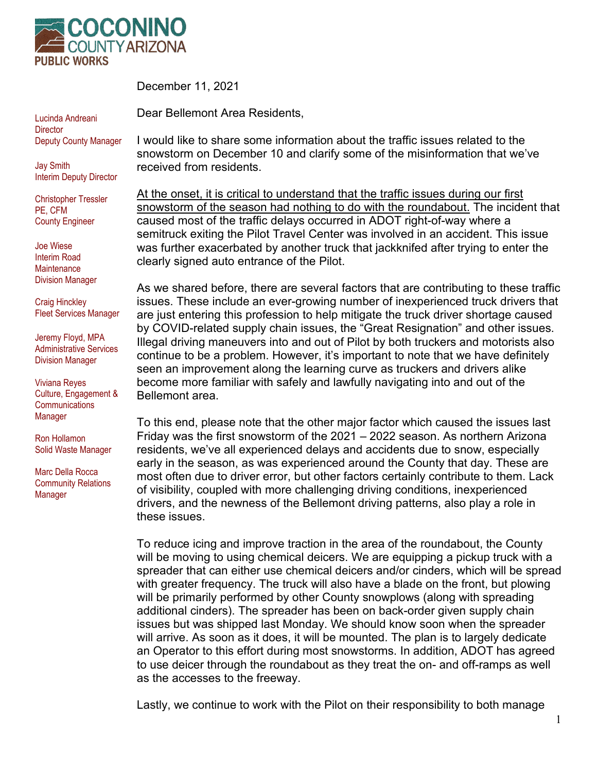**COCONINO COUNTY ARIZONA**
**PUBLIC WORKS**

Lucinda Andreani
Director
Deputy County Manager

Jay Smith
Interim Deputy Director

Christopher Tressler
PE, CFM
County Engineer

Joe Wiese
Interim Road Maintenance Division Manager

Craig Hinckley
Fleet Services Manager

Jeremy Floyd, MPA
Administrative Services Division Manager

Viviana Reyes
Culture, Engagement & Communications Manager

Ron Hollamon
Solid Waste Manager

Marc Della Rocca
Community Relations Manager

December 11, 2021

Dear Bellemont Area Residents,

I would like to share some information about the traffic issues related to the snowstorm on December 10 and clarify some of the misinformation that we've received from residents.

<u>At the onset, it is critical to understand that the traffic issues during our first snowstorm of the season had nothing to do with the roundabout.</u> The incident that caused most of the traffic delays occurred in ADOT right-of-way where a semitruck exiting the Pilot Travel Center was involved in an accident. This issue was further exacerbated by another truck that jackknifed after trying to enter the clearly signed auto entrance of the Pilot.

As we shared before, there are several factors that are contributing to these traffic issues. These include an ever-growing number of inexperienced truck drivers that are just entering this profession to help mitigate the truck driver shortage caused by COVID-related supply chain issues, the "Great Resignation" and other issues. Illegal driving maneuvers into and out of Pilot by both truckers and motorists also continue to be a problem. However, it's important to note that we have definitely seen an improvement along the learning curve as truckers and drivers alike become more familiar with safely and lawfully navigating into and out of the Bellemont area.

To this end, please note that the other major factor which caused the issues last Friday was the first snowstorm of the 2021 – 2022 season. As northern Arizona residents, we've all experienced delays and accidents due to snow, especially early in the season, as was experienced around the County that day. These are most often due to driver error, but other factors certainly contribute to them. Lack of visibility, coupled with more challenging driving conditions, inexperienced drivers, and the newness of the Bellemont driving patterns, also play a role in these issues.

To reduce icing and improve traction in the area of the roundabout, the County will be moving to using chemical deicers. We are equipping a pickup truck with a spreader that can either use chemical deicers and/or cinders, which will be spread with greater frequency. The truck will also have a blade on the front, but plowing will be primarily performed by other County snowplows (along with spreading additional cinders). The spreader has been on back-order given supply chain issues but was shipped last Monday. We should know soon when the spreader will arrive. As soon as it does, it will be mounted. The plan is to largely dedicate an Operator to this effort during most snowstorms. In addition, ADOT has agreed to use deicer through the roundabout as they treat the on- and off-ramps as well as the accesses to the freeway.

Lastly, we continue to work with the Pilot on their responsibility to both manage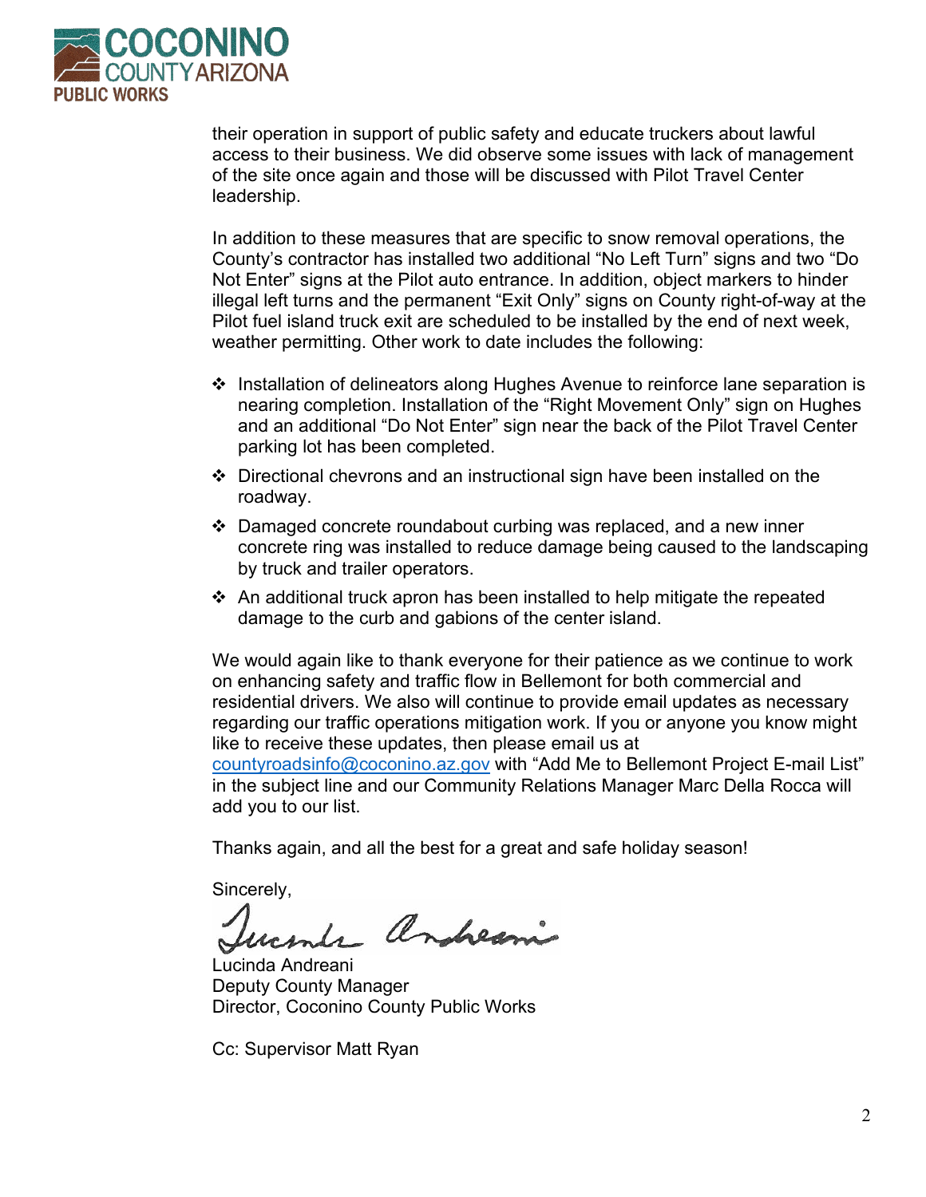their operation in support of public safety and educate truckers about lawful access to their business. We did observe some issues with lack of management of the site once again and those will be discussed with Pilot Travel Center leadership.

In addition to these measures that are specific to snow removal operations, the County's contractor has installed two additional "No Left Turn" signs and two "Do Not Enter" signs at the Pilot auto entrance. In addition, object markers to hinder illegal left turns and the permanent "Exit Only" signs on County right-of-way at the Pilot fuel island truck exit are scheduled to be installed by the end of next week, weather permitting. Other work to date includes the following:

- Installation of delineators along Hughes Avenue to reinforce lane separation is nearing completion. Installation of the "Right Movement Only" sign on Hughes and an additional "Do Not Enter" sign near the back of the Pilot Travel Center parking lot has been completed.
- Directional chevrons and an instructional sign have been installed on the roadway.
- Damaged concrete roundabout curbing was replaced, and a new inner concrete ring was installed to reduce damage being caused to the landscaping by truck and trailer operators.
- An additional truck apron has been installed to help mitigate the repeated damage to the curb and gabions of the center island.

We would again like to thank everyone for their patience as we continue to work on enhancing safety and traffic flow in Bellemont for both commercial and residential drivers. We also will continue to provide email updates as necessary regarding our traffic operations mitigation work. If you or anyone you know might like to receive these updates, then please email us at countyroadsinfo@coconino.az.gov with "Add Me to Bellemont Project E-mail List" in the subject line and our Community Relations Manager Marc Della Rocca will add you to our list.

Thanks again, and all the best for a great and safe holiday season!

Sincerely,

Lucinda Andreani
Deputy County Manager
Director, Coconino County Public Works

Cc: Supervisor Matt Ryan